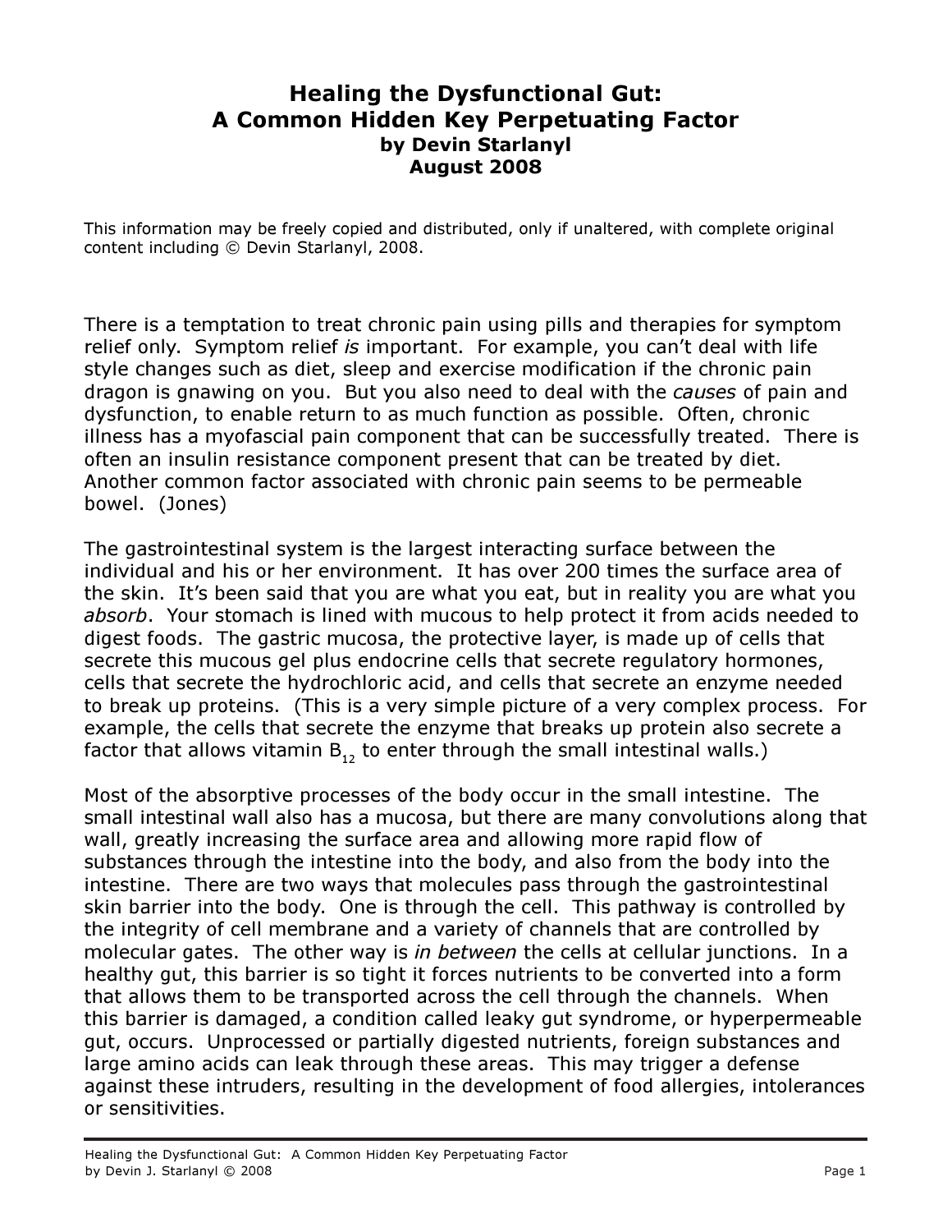# Healing the Dysfunctional Gut: A Common Hidden Key Perpetuating Factor

**by Devin Starlanyl**

**August 2008**

This information may be freely copied and distributed, only if unaltered, with complete original content including © Devin Starlanyl, 2008.

There is a temptation to treat chronic pain using pills and therapies for symptom relief only. Symptom relief *is* important. For example, you can't deal with life style changes such as diet, sleep and exercise modification if the chronic pain dragon is gnawing on you. But you also need to deal with the *causes* of pain and dysfunction, to enable return to as much function as possible. Often, chronic illness has a myofascial pain component that can be successfully treated. There is often an insulin resistance component present that can be treated by diet. Another common factor associated with chronic pain seems to be permeable bowel. (Jones)

The gastrointestinal system is the largest interacting surface between the individual and his or her environment. It has over 200 times the surface area of the skin. It's been said that you are what you eat, but in reality you are what you *absorb*. Your stomach is lined with mucous to help protect it from acids needed to digest foods. The gastric mucosa, the protective layer, is made up of cells that secrete this mucous gel plus endocrine cells that secrete regulatory hormones, cells that secrete the hydrochloric acid, and cells that secrete an enzyme needed to break up proteins. (This is a very simple picture of a very complex process. For example, the cells that secrete the enzyme that breaks up protein also secrete a factor that allows vitamin $B_{12}$ to enter through the small intestinal walls.)

Most of the absorptive processes of the body occur in the small intestine. The small intestinal wall also has a mucosa, but there are many convolutions along that wall, greatly increasing the surface area and allowing more rapid flow of substances through the intestine into the body, and also from the body into the intestine. There are two ways that molecules pass through the gastrointestinal skin barrier into the body. One is through the cell. This pathway is controlled by the integrity of cell membrane and a variety of channels that are controlled by molecular gates. The other way is *in between* the cells at cellular junctions. In a healthy gut, this barrier is so tight it forces nutrients to be converted into a form that allows them to be transported across the cell through the channels. When this barrier is damaged, a condition called leaky gut syndrome, or hyperpermeable gut, occurs. Unprocessed or partially digested nutrients, foreign substances and large amino acids can leak through these areas. This may trigger a defense against these intruders, resulting in the development of food allergies, intolerances or sensitivities.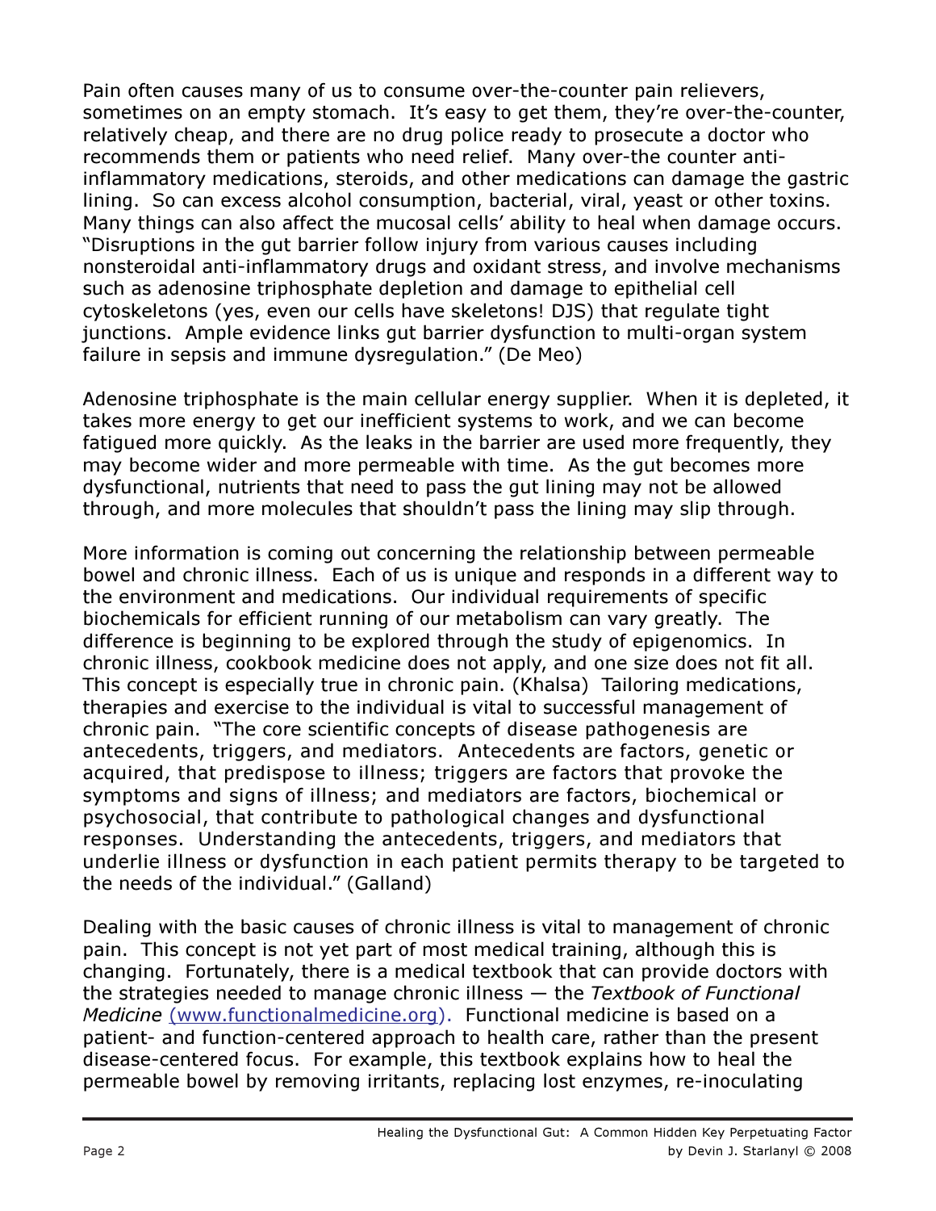Pain often causes many of us to consume over-the-counter pain relievers, sometimes on an empty stomach. It's easy to get them, they're over-the-counter, relatively cheap, and there are no drug police ready to prosecute a doctor who recommends them or patients who need relief. Many over-the counter anti-inflammatory medications, steroids, and other medications can damage the gastric lining. So can excess alcohol consumption, bacterial, viral, yeast or other toxins. Many things can also affect the mucosal cells' ability to heal when damage occurs. "Disruptions in the gut barrier follow injury from various causes including nonsteroidal anti-inflammatory drugs and oxidant stress, and involve mechanisms such as adenosine triphosphate depletion and damage to epithelial cell cytoskeletons (yes, even our cells have skeletons! DJS) that regulate tight junctions. Ample evidence links gut barrier dysfunction to multi-organ system failure in sepsis and immune dysregulation." (De Meo)

Adenosine triphosphate is the main cellular energy supplier. When it is depleted, it takes more energy to get our inefficient systems to work, and we can become fatigued more quickly. As the leaks in the barrier are used more frequently, they may become wider and more permeable with time. As the gut becomes more dysfunctional, nutrients that need to pass the gut lining may not be allowed through, and more molecules that shouldn't pass the lining may slip through.

More information is coming out concerning the relationship between permeable bowel and chronic illness. Each of us is unique and responds in a different way to the environment and medications. Our individual requirements of specific biochemicals for efficient running of our metabolism can vary greatly. The difference is beginning to be explored through the study of epigenomics. In chronic illness, cookbook medicine does not apply, and one size does not fit all. This concept is especially true in chronic pain. (Khalsa) Tailoring medications, therapies and exercise to the individual is vital to successful management of chronic pain. "The core scientific concepts of disease pathogenesis are antecedents, triggers, and mediators. Antecedents are factors, genetic or acquired, that predispose to illness; triggers are factors that provoke the symptoms and signs of illness; and mediators are factors, biochemical or psychosocial, that contribute to pathological changes and dysfunctional responses. Understanding the antecedents, triggers, and mediators that underlie illness or dysfunction in each patient permits therapy to be targeted to the needs of the individual." (Galland)

Dealing with the basic causes of chronic illness is vital to management of chronic pain. This concept is not yet part of most medical training, although this is changing. Fortunately, there is a medical textbook that can provide doctors with the strategies needed to manage chronic illness — the *Textbook of Functional Medicine* (www.functionalmedicine.org). Functional medicine is based on a patient- and function-centered approach to health care, rather than the present disease-centered focus. For example, this textbook explains how to heal the permeable bowel by removing irritants, replacing lost enzymes, re-inoculating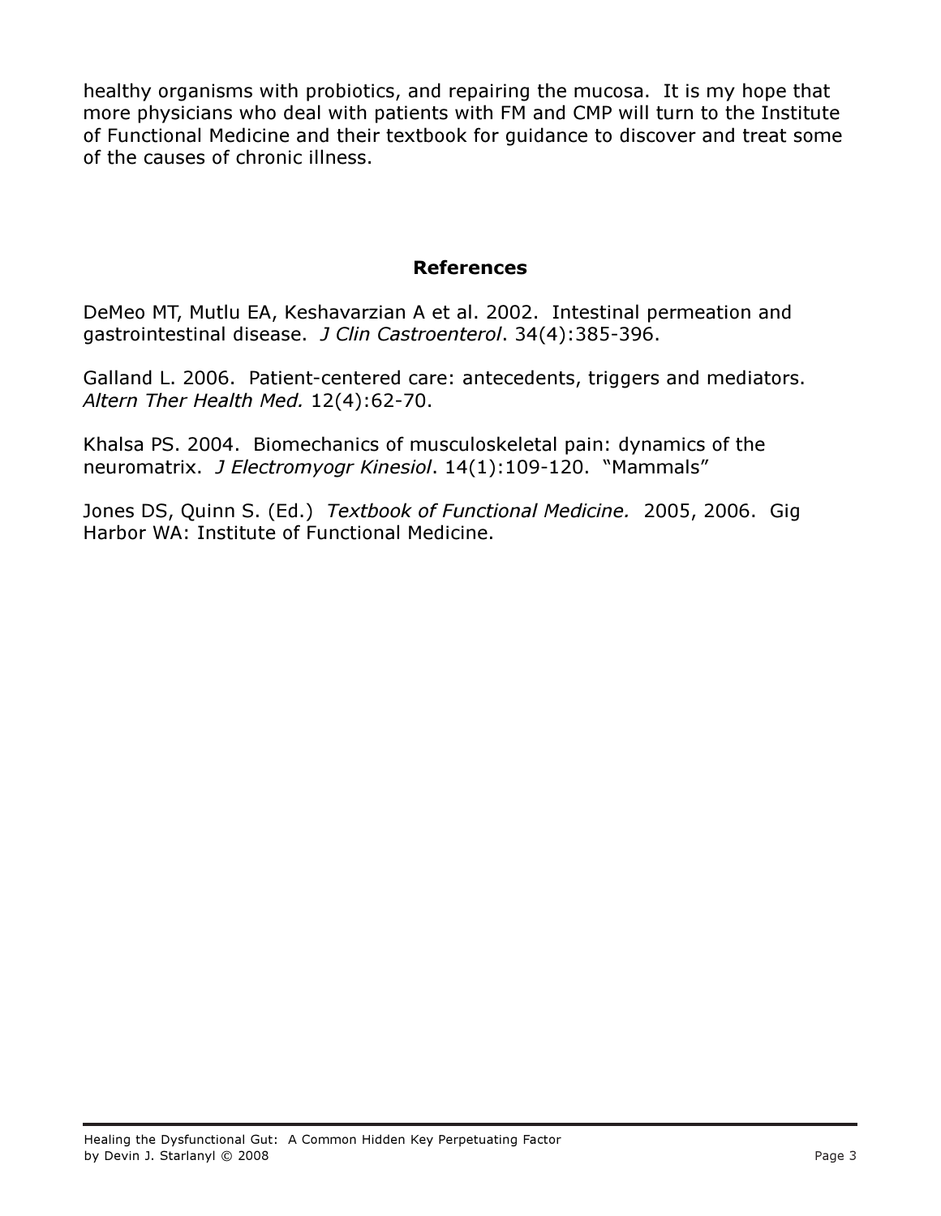healthy organisms with probiotics, and repairing the mucosa. It is my hope that more physicians who deal with patients with FM and CMP will turn to the Institute of Functional Medicine and their textbook for guidance to discover and treat some of the causes of chronic illness.

## References

DeMeo MT, Mutlu EA, Keshavarzian A et al. 2002. Intestinal permeation and gastrointestinal disease. *J Clin Castroenterol*. 34(4):385-396.

Galland L. 2006. Patient-centered care: antecedents, triggers and mediators. *Altern Ther Health Med.* 12(4):62-70.

Khalsa PS. 2004. Biomechanics of musculoskeletal pain: dynamics of the neuromatrix. *J Electromyogr Kinesiol*. 14(1):109-120. "Mammals"

Jones DS, Quinn S. (Ed.) *Textbook of Functional Medicine.* 2005, 2006. Gig Harbor WA: Institute of Functional Medicine.